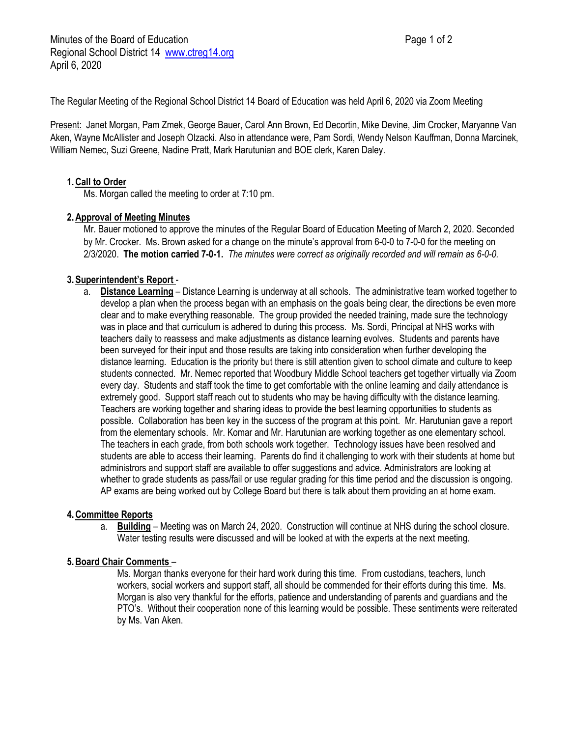Minutes of the Board of Education
Regional School District 14 www.ctreg14.org
April 6, 2020

The Regular Meeting of the Regional School District 14 Board of Education was held April 6, 2020 via Zoom Meeting

Present: Janet Morgan, Pam Zmek, George Bauer, Carol Ann Brown, Ed Decortin, Mike Devine, Jim Crocker, Maryanne Van Aken, Wayne McAllister and Joseph Olzacki. Also in attendance were, Pam Sordi, Wendy Nelson Kauffman, Donna Marcinek, William Nemec, Suzi Greene, Nadine Pratt, Mark Harutunian and BOE clerk, Karen Daley.

1. **Call to Order**

   Ms. Morgan called the meeting to order at 7:10 pm.

2. **Approval of Meeting Minutes**

   Mr. Bauer motioned to approve the minutes of the Regular Board of Education Meeting of March 2, 2020. Seconded by Mr. Crocker. Ms. Brown asked for a change on the minute's approval from 6-0-0 to 7-0-0 for the meeting on 2/3/2020. **The motion carried 7-0-1.** *The minutes were correct as originally recorded and will remain as 6-0-0.*

3. **Superintendent's Report** -

   a. **Distance Learning** – Distance Learning is underway at all schools. The administrative team worked together to develop a plan when the process began with an emphasis on the goals being clear, the directions be even more clear and to make everything reasonable. The group provided the needed training, made sure the technology was in place and that curriculum is adhered to during this process. Ms. Sordi, Principal at NHS works with teachers daily to reassess and make adjustments as distance learning evolves. Students and parents have been surveyed for their input and those results are taking into consideration when further developing the distance learning. Education is the priority but there is still attention given to school climate and culture to keep students connected. Mr. Nemec reported that Woodbury Middle School teachers get together virtually via Zoom every day. Students and staff took the time to get comfortable with the online learning and daily attendance is extremely good. Support staff reach out to students who may be having difficulty with the distance learning. Teachers are working together and sharing ideas to provide the best learning opportunities to students as possible. Collaboration has been key in the success of the program at this point. Mr. Harutunian gave a report from the elementary schools. Mr. Komar and Mr. Harutunian are working together as one elementary school. The teachers in each grade, from both schools work together. Technology issues have been resolved and students are able to access their learning. Parents do find it challenging to work with their students at home but administrors and support staff are available to offer suggestions and advice. Administrators are looking at whether to grade students as pass/fail or use regular grading for this time period and the discussion is ongoing. AP exams are being worked out by College Board but there is talk about them providing an at home exam.

4. **Committee Reports**

   a. **Building** – Meeting was on March 24, 2020. Construction will continue at NHS during the school closure. Water testing results were discussed and will be looked at with the experts at the next meeting.

5. **Board Chair Comments** –

   Ms. Morgan thanks everyone for their hard work during this time. From custodians, teachers, lunch workers, social workers and support staff, all should be commended for their efforts during this time. Ms. Morgan is also very thankful for the efforts, patience and understanding of parents and guardians and the PTO's. Without their cooperation none of this learning would be possible. These sentiments were reiterated by Ms. Van Aken.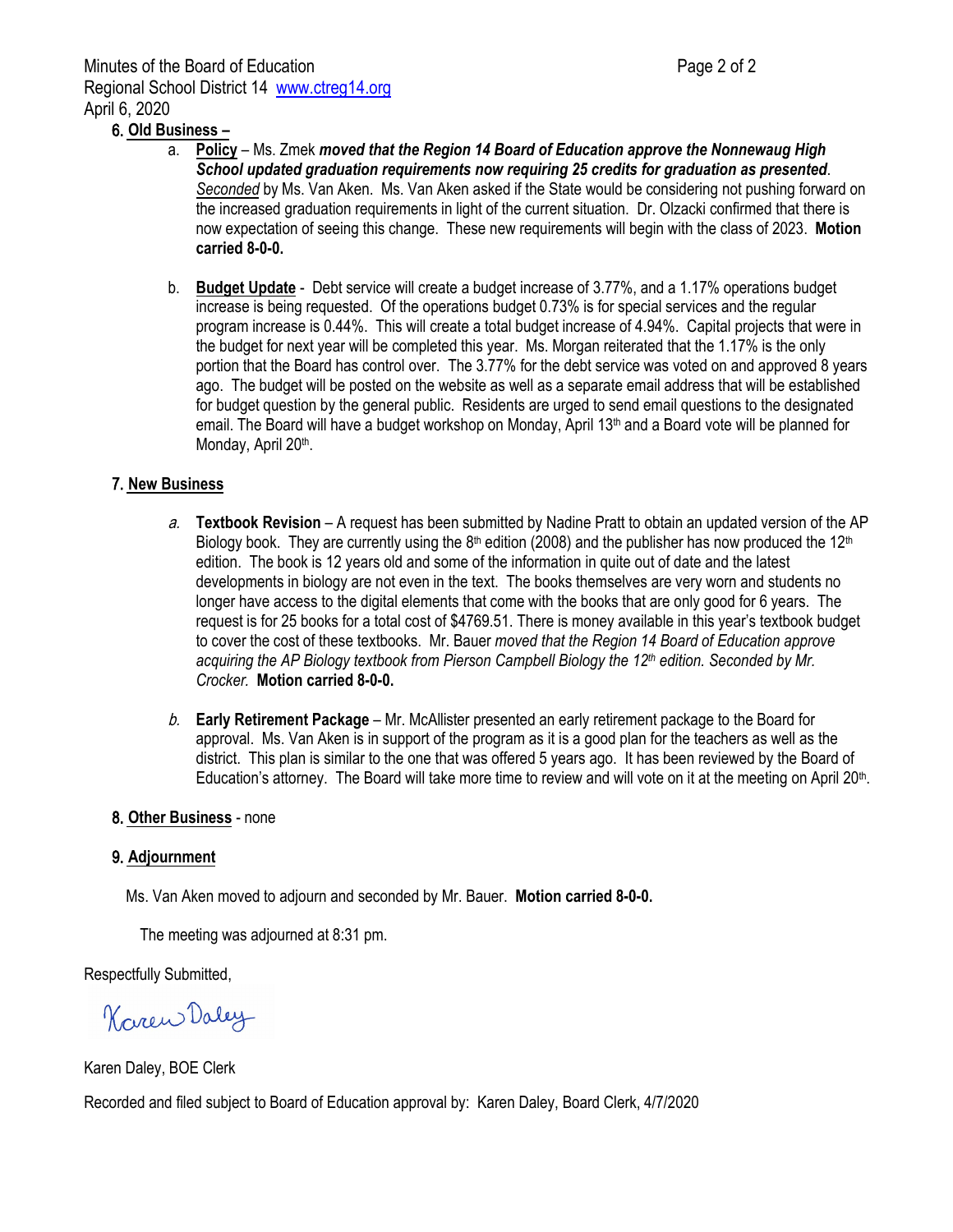## 6. Old Business –

a. **Policy** – Ms. Zmek ***moved that the Region 14 Board of Education approve the Nonnewaug High School updated graduation requirements now requiring 25 credits for graduation as presented***. *Seconded* by Ms. Van Aken. Ms. Van Aken asked if the State would be considering not pushing forward on the increased graduation requirements in light of the current situation. Dr. Olzacki confirmed that there is now expectation of seeing this change. These new requirements will begin with the class of 2023. **Motion carried 8-0-0.**

b. **Budget Update** - Debt service will create a budget increase of 3.77%, and a 1.17% operations budget increase is being requested. Of the operations budget 0.73% is for special services and the regular program increase is 0.44%. This will create a total budget increase of 4.94%. Capital projects that were in the budget for next year will be completed this year. Ms. Morgan reiterated that the 1.17% is the only portion that the Board has control over. The 3.77% for the debt service was voted on and approved 8 years ago. The budget will be posted on the website as well as a separate email address that will be established for budget question by the general public. Residents are urged to send email questions to the designated email. The Board will have a budget workshop on Monday, April 13th and a Board vote will be planned for Monday, April 20th.

## 7. New Business

*a.* **Textbook Revision** – A request has been submitted by Nadine Pratt to obtain an updated version of the AP Biology book. They are currently using the 8th edition (2008) and the publisher has now produced the 12th edition. The book is 12 years old and some of the information in quite out of date and the latest developments in biology are not even in the text. The books themselves are very worn and students no longer have access to the digital elements that come with the books that are only good for 6 years. The request is for 25 books for a total cost of $4769.51. There is money available in this year's textbook budget to cover the cost of these textbooks. Mr. Bauer *moved that the Region 14 Board of Education approve acquiring the AP Biology textbook from Pierson Campbell Biology the 12th edition. Seconded by Mr. Crocker.* **Motion carried 8-0-0.**

*b.* **Early Retirement Package** – Mr. McAllister presented an early retirement package to the Board for approval. Ms. Van Aken is in support of the program as it is a good plan for the teachers as well as the district. This plan is similar to the one that was offered 5 years ago. It has been reviewed by the Board of Education's attorney. The Board will take more time to review and will vote on it at the meeting on April 20th.

## 8. Other Business - none

## 9. Adjournment

Ms. Van Aken moved to adjourn and seconded by Mr. Bauer. **Motion carried 8-0-0.**

The meeting was adjourned at 8:31 pm.

Respectfully Submitted,

Karen Daley

Karen Daley, BOE Clerk

Recorded and filed subject to Board of Education approval by: Karen Daley, Board Clerk, 4/7/2020